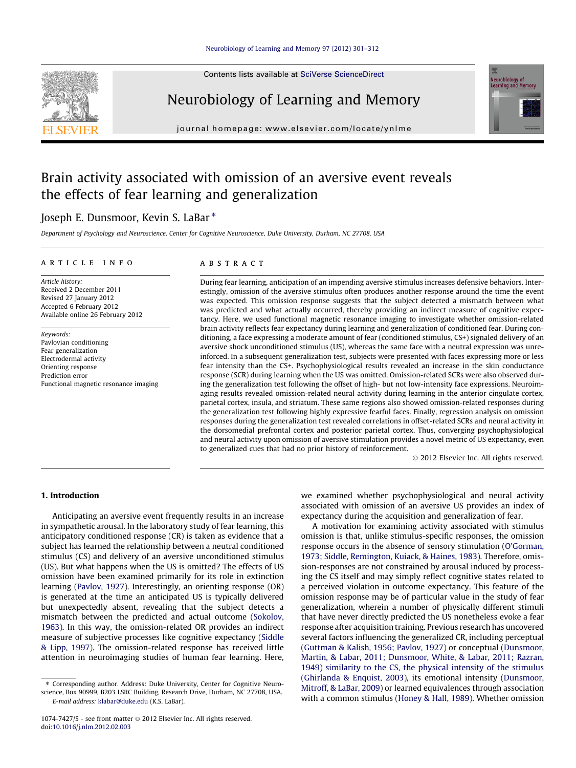# Brain activity associated with omission of an aversive event reveals the effects of fear learning and generalization

Joseph E. Dunsmoor, Kevin S. LaBar *

*Department of Psychology and Neuroscience, Center for Cognitive Neuroscience, Duke University, Durham, NC 27708, USA*

## ARTICLE INFO

*Article history:*
Received 2 December 2011
Revised 27 January 2012
Accepted 6 February 2012
Available online 26 February 2012

*Keywords:*
Pavlovian conditioning
Fear generalization
Electrodermal activity
Orienting response
Prediction error
Functional magnetic resonance imaging

## ABSTRACT

During fear learning, anticipation of an impending aversive stimulus increases defensive behaviors. Interestingly, omission of the aversive stimulus often produces another response around the time the event was expected. This omission response suggests that the subject detected a mismatch between what was predicted and what actually occurred, thereby providing an indirect measure of cognitive expectancy. Here, we used functional magnetic resonance imaging to investigate whether omission-related brain activity reflects fear expectancy during learning and generalization of conditioned fear. During conditioning, a face expressing a moderate amount of fear (conditioned stimulus, CS+) signaled delivery of an aversive shock unconditioned stimulus (US), whereas the same face with a neutral expression was unreinforced. In a subsequent generalization test, subjects were presented with faces expressing more or less fear intensity than the CS+. Psychophysiological results revealed an increase in the skin conductance response (SCR) during learning when the US was omitted. Omission-related SCRs were also observed during the generalization test following the offset of high- but not low-intensity face expressions. Neuroimaging results revealed omission-related neural activity during learning in the anterior cingulate cortex, parietal cortex, insula, and striatum. These same regions also showed omission-related responses during the generalization test following highly expressive fearful faces. Finally, regression analysis on omission responses during the generalization test revealed correlations in offset-related SCRs and neural activity in the dorsomedial prefrontal cortex and posterior parietal cortex. Thus, converging psychophysiological and neural activity upon omission of aversive stimulation provides a novel metric of US expectancy, even to generalized cues that had no prior history of reinforcement.

© 2012 Elsevier Inc. All rights reserved.

## 1. Introduction

Anticipating an aversive event frequently results in an increase in sympathetic arousal. In the laboratory study of fear learning, this anticipatory conditioned response (CR) is taken as evidence that a subject has learned the relationship between a neutral conditioned stimulus (CS) and delivery of an aversive unconditioned stimulus (US). But what happens when the US is omitted? The effects of US omission have been examined primarily for its role in extinction learning (Pavlov, 1927). Interestingly, an orienting response (OR) is generated at the time an anticipated US is typically delivered but unexpectedly absent, revealing that the subject detects a mismatch between the predicted and actual outcome (Sokolov, 1963). In this way, the omission-related OR provides an indirect measure of subjective processes like cognitive expectancy (Siddle & Lipp, 1997). The omission-related response has received little attention in neuroimaging studies of human fear learning. Here, we examined whether psychophysiological and neural activity associated with omission of an aversive US provides an index of expectancy during the acquisition and generalization of fear.

A motivation for examining activity associated with stimulus omission is that, unlike stimulus-specific responses, the omission response occurs in the absence of sensory stimulation (O'Gorman, 1973; Siddle, Remington, Kuiack, & Haines, 1983). Therefore, omission-responses are not constrained by arousal induced by processing the CS itself and may simply reflect cognitive states related to a perceived violation in outcome expectancy. This feature of the omission response may be of particular value in the study of fear generalization, wherein a number of physically different stimuli that have never directly predicted the US nonetheless evoke a fear response after acquisition training. Previous research has uncovered several factors influencing the generalized CR, including perceptual (Guttman & Kalish, 1956; Pavlov, 1927) or conceptual (Dunsmoor, Martin, & Labar, 2011; Dunsmoor, White, & Labar, 2011; Razran, 1949) similarity to the CS, the physical intensity of the stimulus (Ghirlanda & Enquist, 2003), its emotional intensity (Dunsmoor, Mitroff, & LaBar, 2009) or learned equivalences through association with a common stimulus (Honey & Hall, 1989). Whether omission

* Corresponding author. Address: Duke University, Center for Cognitive Neuroscience, Box 90999, B203 LSRC Building, Research Drive, Durham, NC 27708, USA.
E-mail address: klabar@duke.edu (K.S. LaBar).

1074-7427/$ - see front matter © 2012 Elsevier Inc. All rights reserved.
doi:10.1016/j.nlm.2012.02.003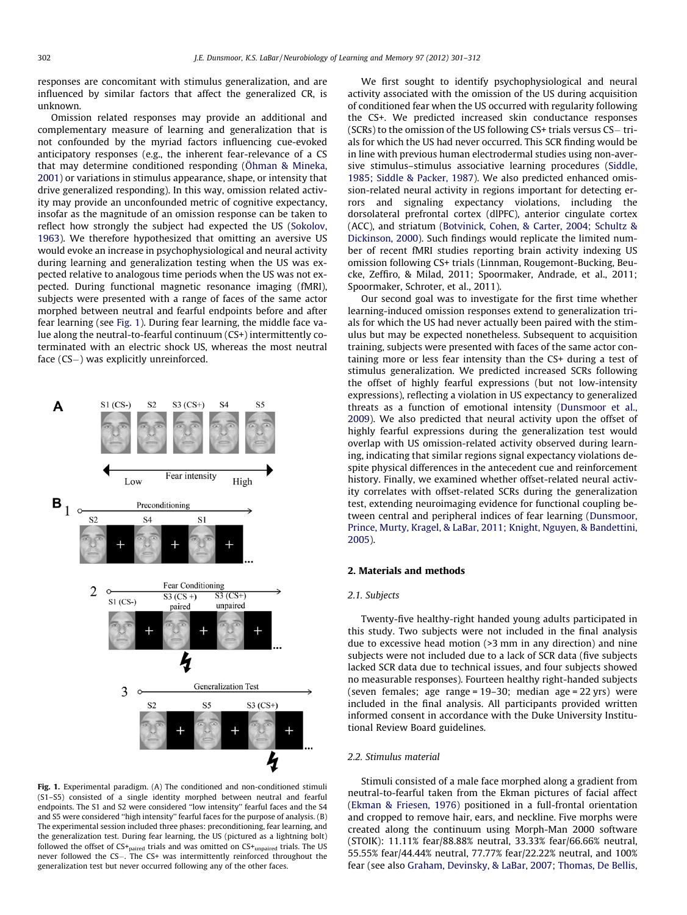responses are concomitant with stimulus generalization, and are influenced by similar factors that affect the generalized CR, is unknown.

Omission related responses may provide an additional and complementary measure of learning and generalization that is not confounded by the myriad factors influencing cue-evoked anticipatory responses (e.g., the inherent fear-relevance of a CS that may determine conditioned responding (Öhman & Mineka, 2001) or variations in stimulus appearance, shape, or intensity that drive generalized responding). In this way, omission related activity may provide an unconfounded metric of cognitive expectancy, insofar as the magnitude of an omission response can be taken to reflect how strongly the subject had expected the US (Sokolov, 1963). We therefore hypothesized that omitting an aversive US would evoke an increase in psychophysiological and neural activity during learning and generalization testing when the US was expected relative to analogous time periods when the US was not expected. During functional magnetic resonance imaging (fMRI), subjects were presented with a range of faces of the same actor morphed between neutral and fearful endpoints before and after fear learning (see Fig. 1). During fear learning, the middle face value along the neutral-to-fearful continuum (CS+) intermittently coterminated with an electric shock US, whereas the most neutral face (CS−) was explicitly unreinforced.

**Fig. 1.** Experimental paradigm. (A) The conditioned and non-conditioned stimuli (S1–S5) consisted of a single identity morphed between neutral and fearful endpoints. The S1 and S2 were considered "low intensity" fearful faces and the S4 and S5 were considered "high intensity" fearful faces for the purpose of analysis. (B) The experimental session included three phases: preconditioning, fear learning, and the generalization test. During fear learning, the US (pictured as a lightning bolt) followed the offset of $CS+_{paired}$ trials and was omitted on $CS+_{unpaired}$ trials. The US never followed the CS−. The CS+ was intermittently reinforced throughout the generalization test but never occurred following any of the other faces.

We first sought to identify psychophysiological and neural activity associated with the omission of the US during acquisition of conditioned fear when the US occurred with regularity following the CS+. We predicted increased skin conductance responses (SCRs) to the omission of the US following CS+ trials versus CS− trials for which the US had never occurred. This SCR finding would be in line with previous human electrodermal studies using non-aversive stimulus–stimulus associative learning procedures (Siddle, 1985; Siddle & Packer, 1987). We also predicted enhanced omission-related neural activity in regions important for detecting errors and signaling expectancy violations, including the dorsolateral prefrontal cortex (dlPFC), anterior cingulate cortex (ACC), and striatum (Botvinick, Cohen, & Carter, 2004; Schultz & Dickinson, 2000). Such findings would replicate the limited number of recent fMRI studies reporting brain activity indexing US omission following CS+ trials (Linnman, Rougemont-Bucking, Beucke, Zeffiro, & Milad, 2011; Spoormaker, Andrade, et al., 2011; Spoormaker, Schroter, et al., 2011).

Our second goal was to investigate for the first time whether learning-induced omission responses extend to generalization trials for which the US had never actually been paired with the stimulus but may be expected nonetheless. Subsequent to acquisition training, subjects were presented with faces of the same actor containing more or less fear intensity than the CS+ during a test of stimulus generalization. We predicted increased SCRs following the offset of highly fearful expressions (but not low-intensity expressions), reflecting a violation in US expectancy to generalized threats as a function of emotional intensity (Dunsmoor et al., 2009). We also predicted that neural activity upon the offset of highly fearful expressions during the generalization test would overlap with US omission-related activity observed during learning, indicating that similar regions signal expectancy violations despite physical differences in the antecedent cue and reinforcement history. Finally, we examined whether offset-related neural activity correlates with offset-related SCRs during the generalization test, extending neuroimaging evidence for functional coupling between central and peripheral indices of fear learning (Dunsmoor, Prince, Murty, Kragel, & LaBar, 2011; Knight, Nguyen, & Bandettini, 2005).

## 2. Materials and methods

### 2.1. Subjects

Twenty-five healthy-right handed young adults participated in this study. Two subjects were not included in the final analysis due to excessive head motion (>3 mm in any direction) and nine subjects were not included due to a lack of SCR data (five subjects lacked SCR data due to technical issues, and four subjects showed no measurable responses). Fourteen healthy right-handed subjects (seven females; age range = 19–30; median age = 22 yrs) were included in the final analysis. All participants provided written informed consent in accordance with the Duke University Institutional Review Board guidelines.

### 2.2. Stimulus material

Stimuli consisted of a male face morphed along a gradient from neutral-to-fearful taken from the Ekman pictures of facial affect (Ekman & Friesen, 1976) positioned in a full-frontal orientation and cropped to remove hair, ears, and neckline. Five morphs were created along the continuum using Morph-Man 2000 software (STOIK): 11.11% fear/88.88% neutral, 33.33% fear/66.66% neutral, 55.55% fear/44.44% neutral, 77.77% fear/22.22% neutral, and 100% fear (see also Graham, Devinsky, & LaBar, 2007; Thomas, De Bellis,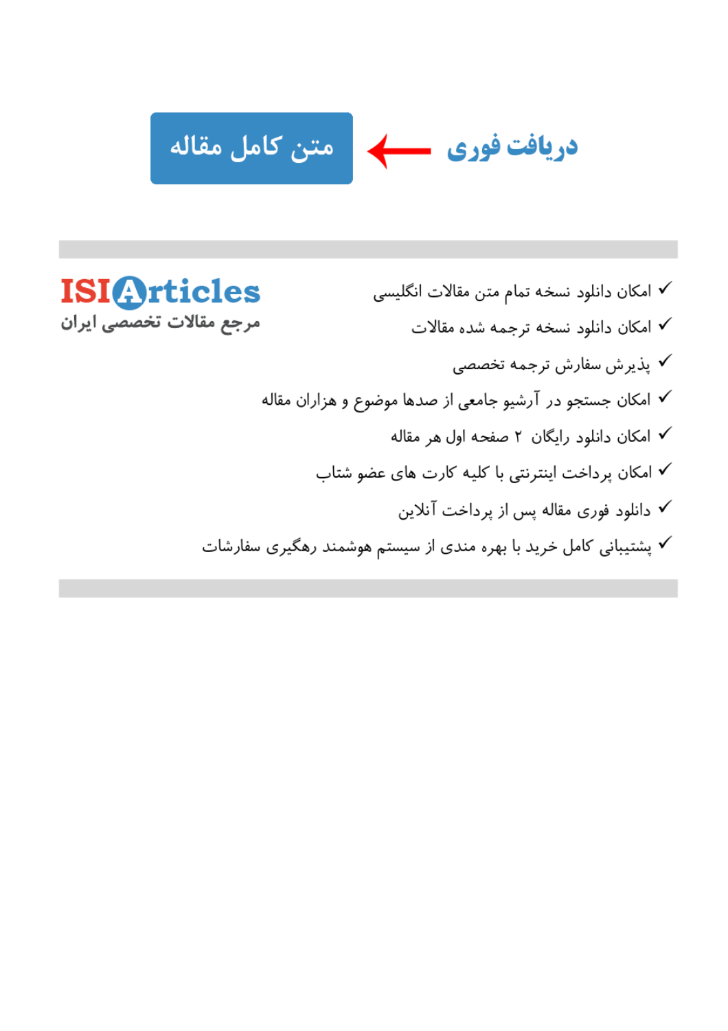دریافت فوری ← **متن کامل مقاله**

**ISIArticles**
مرجع مقالات تخصصی ایران

- ✓ امکان دانلود نسخه تمام متن مقالات انگلیسی
- ✓ امکان دانلود نسخه ترجمه شده مقالات
- ✓ پذیرش سفارش ترجمه تخصصی
- ✓ امکان جستجو در آرشیو جامعی از صدها موضوع و هزاران مقاله
- ✓ امکان دانلود رایگان ۲ صفحه اول هر مقاله
- ✓ امکان پرداخت اینترنتی با کلیه کارت های عضو شتاب
- ✓ دانلود فوری مقاله پس از پرداخت آنلاین
- ✓ پشتیبانی کامل خرید با بهره مندی از سیستم هوشمند رهگیری سفارشات